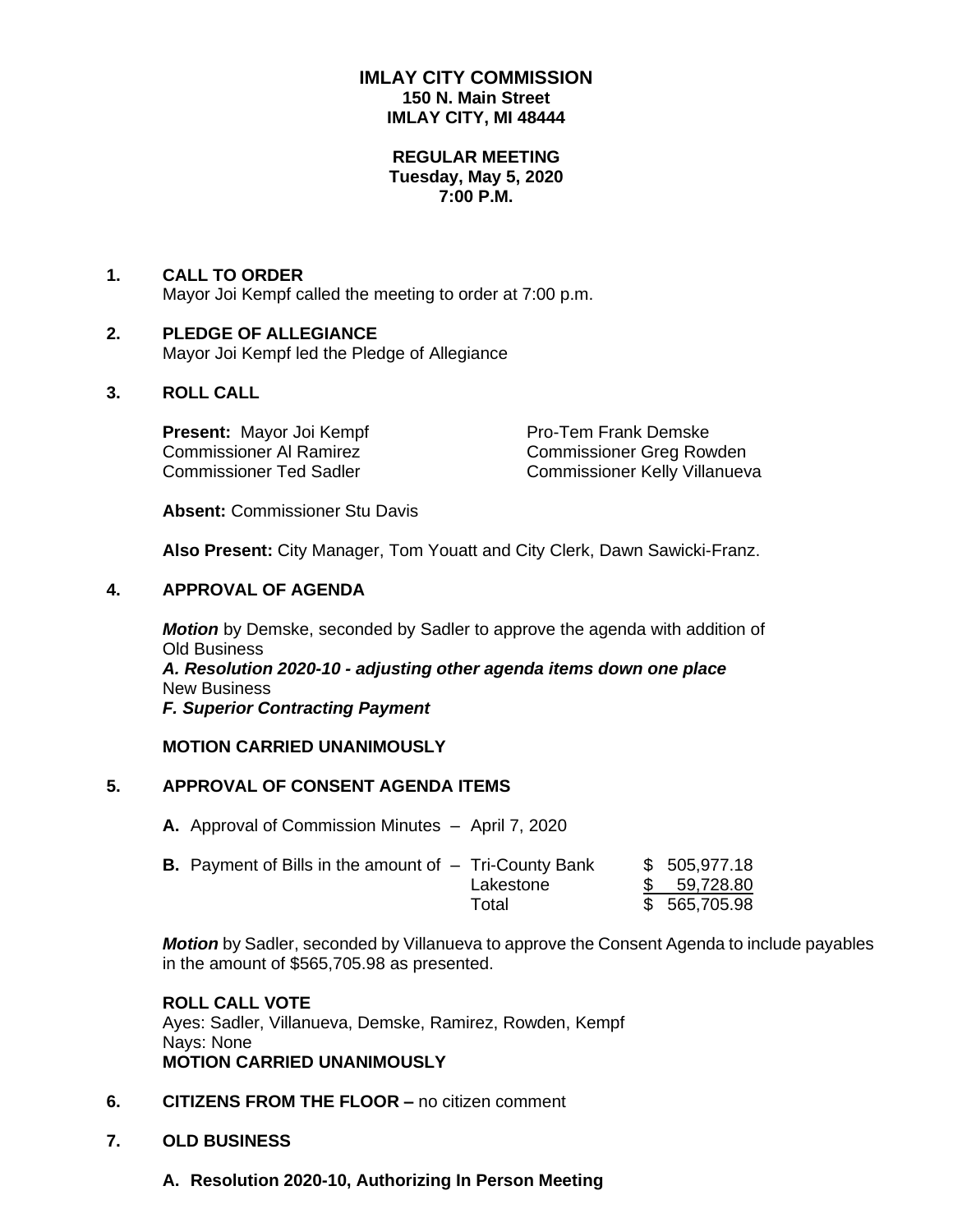# IMLAY CITY COMMISSION
**150 N. Main Street**
**IMLAY CITY, MI 48444**

**REGULAR MEETING**
**Tuesday, May 5, 2020**
**7:00 P.M.**

## 1. CALL TO ORDER

Mayor Joi Kempf called the meeting to order at 7:00 p.m.

## 2. PLEDGE OF ALLEGIANCE

Mayor Joi Kempf led the Pledge of Allegiance

## 3. ROLL CALL

**Present:** Mayor Joi Kempf
Pro-Tem Frank Demske
Commissioner Al Ramirez
Commissioner Greg Rowden
Commissioner Ted Sadler
Commissioner Kelly Villanueva

**Absent:** Commissioner Stu Davis

**Also Present:** City Manager, Tom Youatt and City Clerk, Dawn Sawicki-Franz.

## 4. APPROVAL OF AGENDA

***Motion*** by Demske, seconded by Sadler to approve the agenda with addition of Old Business
***A. Resolution 2020-10 - adjusting other agenda items down one place***
New Business
***F. Superior Contracting Payment***

**MOTION CARRIED UNANIMOUSLY**

## 5. APPROVAL OF CONSENT AGENDA ITEMS

**A.** Approval of Commission Minutes – April 7, 2020

| **B.** Payment of Bills in the amount of – | Tri-County Bank | $ 505,977.18 |
|---|---|---|
| | Lakestone | $ 59,728.80 |
| | Total | $ 565,705.98 |

***Motion*** by Sadler, seconded by Villanueva to approve the Consent Agenda to include payables in the amount of $565,705.98 as presented.

**ROLL CALL VOTE**
Ayes: Sadler, Villanueva, Demske, Ramirez, Rowden, Kempf
Nays: None
**MOTION CARRIED UNANIMOUSLY**

## 6. CITIZENS FROM THE FLOOR – no citizen comment

## 7. OLD BUSINESS

**A. Resolution 2020-10, Authorizing In Person Meeting**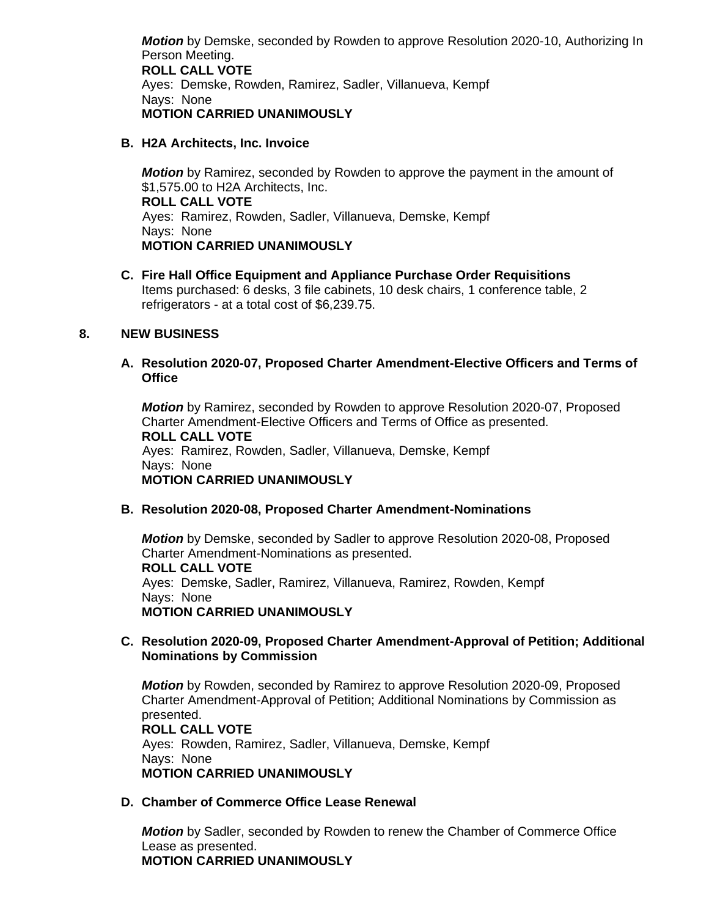***Motion*** by Demske, seconded by Rowden to approve Resolution 2020-10, Authorizing In Person Meeting.
**ROLL CALL VOTE**
Ayes: Demske, Rowden, Ramirez, Sadler, Villanueva, Kempf
Nays: None
**MOTION CARRIED UNANIMOUSLY**

**B. H2A Architects, Inc. Invoice**

***Motion*** by Ramirez, seconded by Rowden to approve the payment in the amount of $1,575.00 to H2A Architects, Inc.
**ROLL CALL VOTE**
Ayes: Ramirez, Rowden, Sadler, Villanueva, Demske, Kempf
Nays: None
**MOTION CARRIED UNANIMOUSLY**

**C. Fire Hall Office Equipment and Appliance Purchase Order Requisitions**
Items purchased: 6 desks, 3 file cabinets, 10 desk chairs, 1 conference table, 2 refrigerators - at a total cost of $6,239.75.

**8. NEW BUSINESS**

**A. Resolution 2020-07, Proposed Charter Amendment-Elective Officers and Terms of Office**

***Motion*** by Ramirez, seconded by Rowden to approve Resolution 2020-07, Proposed Charter Amendment-Elective Officers and Terms of Office as presented.
**ROLL CALL VOTE**
Ayes: Ramirez, Rowden, Sadler, Villanueva, Demske, Kempf
Nays: None
**MOTION CARRIED UNANIMOUSLY**

**B. Resolution 2020-08, Proposed Charter Amendment-Nominations**

***Motion*** by Demske, seconded by Sadler to approve Resolution 2020-08, Proposed Charter Amendment-Nominations as presented.
**ROLL CALL VOTE**
Ayes: Demske, Sadler, Ramirez, Villanueva, Ramirez, Rowden, Kempf
Nays: None
**MOTION CARRIED UNANIMOUSLY**

**C. Resolution 2020-09, Proposed Charter Amendment-Approval of Petition; Additional Nominations by Commission**

***Motion*** by Rowden, seconded by Ramirez to approve Resolution 2020-09, Proposed Charter Amendment-Approval of Petition; Additional Nominations by Commission as presented.
**ROLL CALL VOTE**
Ayes: Rowden, Ramirez, Sadler, Villanueva, Demske, Kempf
Nays: None
**MOTION CARRIED UNANIMOUSLY**

**D. Chamber of Commerce Office Lease Renewal**

***Motion*** by Sadler, seconded by Rowden to renew the Chamber of Commerce Office Lease as presented.
**MOTION CARRIED UNANIMOUSLY**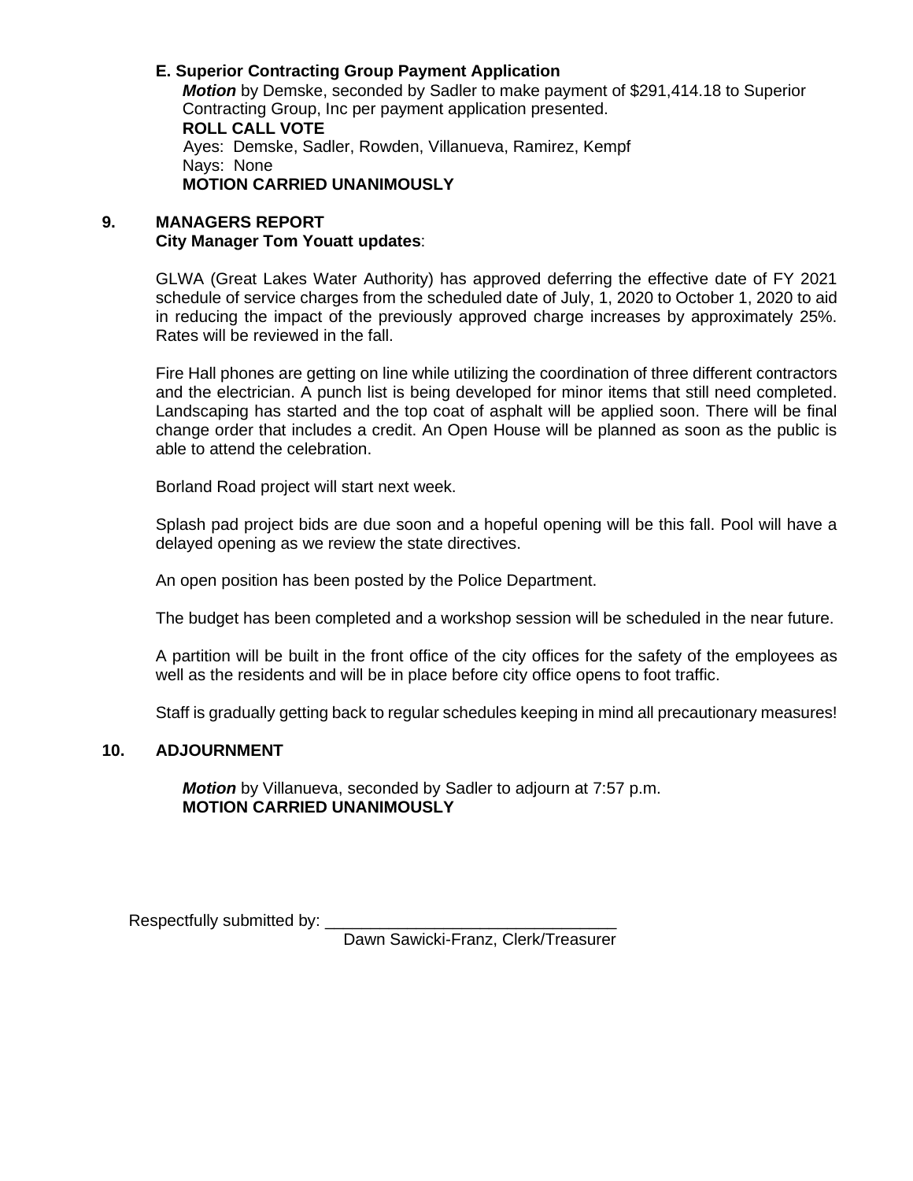**E. Superior Contracting Group Payment Application**

***Motion*** by Demske, seconded by Sadler to make payment of $291,414.18 to Superior Contracting Group, Inc per payment application presented.

**ROLL CALL VOTE**

Ayes: Demske, Sadler, Rowden, Villanueva, Ramirez, Kempf

Nays: None

**MOTION CARRIED UNANIMOUSLY**

## 9. MANAGERS REPORT

**City Manager Tom Youatt updates**:

GLWA (Great Lakes Water Authority) has approved deferring the effective date of FY 2021 schedule of service charges from the scheduled date of July, 1, 2020 to October 1, 2020 to aid in reducing the impact of the previously approved charge increases by approximately 25%. Rates will be reviewed in the fall.

Fire Hall phones are getting on line while utilizing the coordination of three different contractors and the electrician. A punch list is being developed for minor items that still need completed. Landscaping has started and the top coat of asphalt will be applied soon. There will be final change order that includes a credit. An Open House will be planned as soon as the public is able to attend the celebration.

Borland Road project will start next week.

Splash pad project bids are due soon and a hopeful opening will be this fall. Pool will have a delayed opening as we review the state directives.

An open position has been posted by the Police Department.

The budget has been completed and a workshop session will be scheduled in the near future.

A partition will be built in the front office of the city offices for the safety of the employees as well as the residents and will be in place before city office opens to foot traffic.

Staff is gradually getting back to regular schedules keeping in mind all precautionary measures!

## 10. ADJOURNMENT

***Motion*** by Villanueva, seconded by Sadler to adjourn at 7:57 p.m.

**MOTION CARRIED UNANIMOUSLY**

Respectfully submitted by: _______________________________

Dawn Sawicki-Franz, Clerk/Treasurer